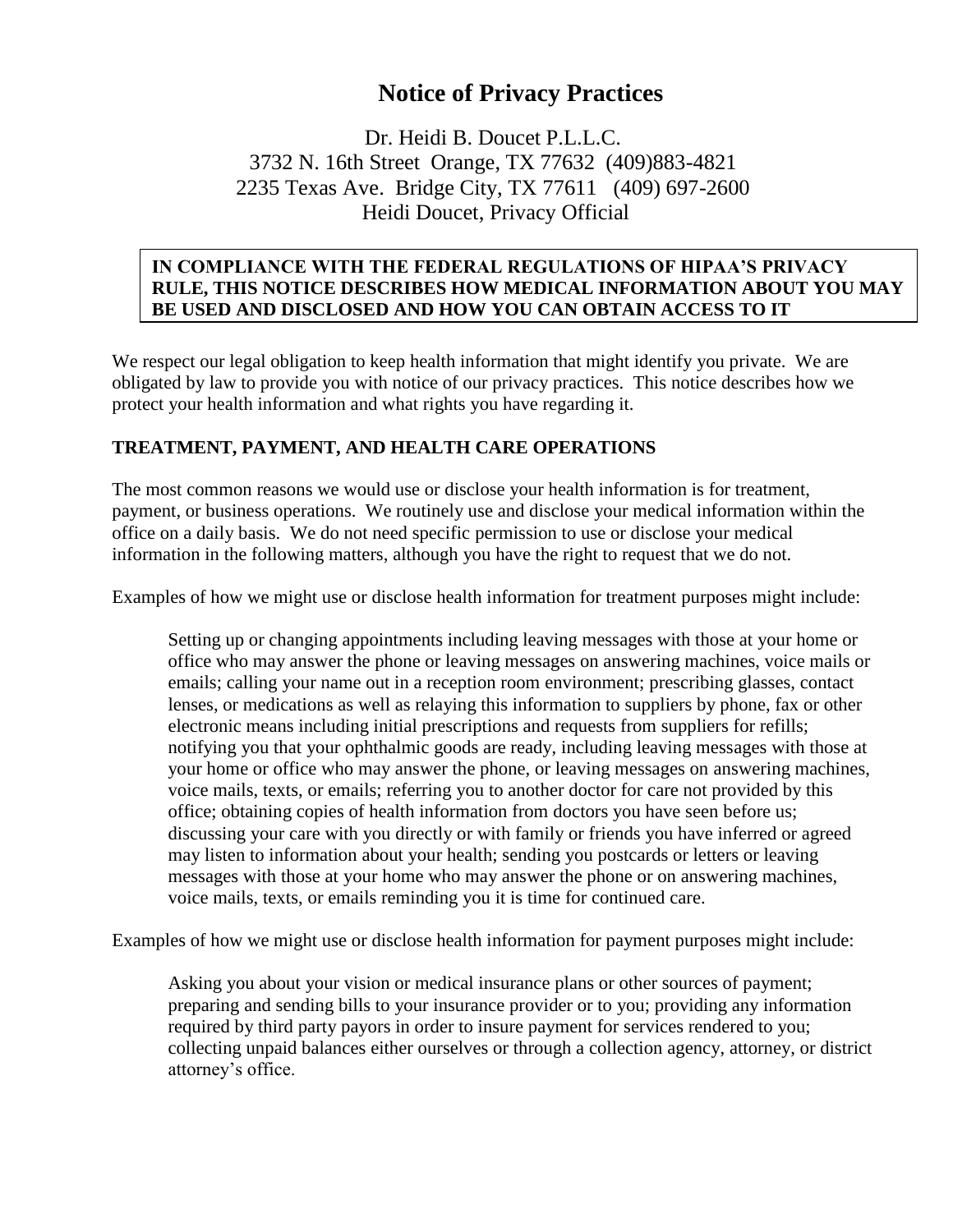# Notice of Privacy Practices

Dr. Heidi B. Doucet P.L.L.C.
3732 N. 16th Street Orange, TX 77632 (409)883-4821
2235 Texas Ave. Bridge City, TX 77611 (409) 697-2600
Heidi Doucet, Privacy Official

**IN COMPLIANCE WITH THE FEDERAL REGULATIONS OF HIPAA'S PRIVACY RULE, THIS NOTICE DESCRIBES HOW MEDICAL INFORMATION ABOUT YOU MAY BE USED AND DISCLOSED AND HOW YOU CAN OBTAIN ACCESS TO IT**

We respect our legal obligation to keep health information that might identify you private. We are obligated by law to provide you with notice of our privacy practices. This notice describes how we protect your health information and what rights you have regarding it.

## TREATMENT, PAYMENT, AND HEALTH CARE OPERATIONS

The most common reasons we would use or disclose your health information is for treatment, payment, or business operations. We routinely use and disclose your medical information within the office on a daily basis. We do not need specific permission to use or disclose your medical information in the following matters, although you have the right to request that we do not.

Examples of how we might use or disclose health information for treatment purposes might include:

> Setting up or changing appointments including leaving messages with those at your home or office who may answer the phone or leaving messages on answering machines, voice mails or emails; calling your name out in a reception room environment; prescribing glasses, contact lenses, or medications as well as relaying this information to suppliers by phone, fax or other electronic means including initial prescriptions and requests from suppliers for refills; notifying you that your ophthalmic goods are ready, including leaving messages with those at your home or office who may answer the phone, or leaving messages on answering machines, voice mails, texts, or emails; referring you to another doctor for care not provided by this office; obtaining copies of health information from doctors you have seen before us; discussing your care with you directly or with family or friends you have inferred or agreed may listen to information about your health; sending you postcards or letters or leaving messages with those at your home who may answer the phone or on answering machines, voice mails, texts, or emails reminding you it is time for continued care.

Examples of how we might use or disclose health information for payment purposes might include:

> Asking you about your vision or medical insurance plans or other sources of payment; preparing and sending bills to your insurance provider or to you; providing any information required by third party payors in order to insure payment for services rendered to you; collecting unpaid balances either ourselves or through a collection agency, attorney, or district attorney's office.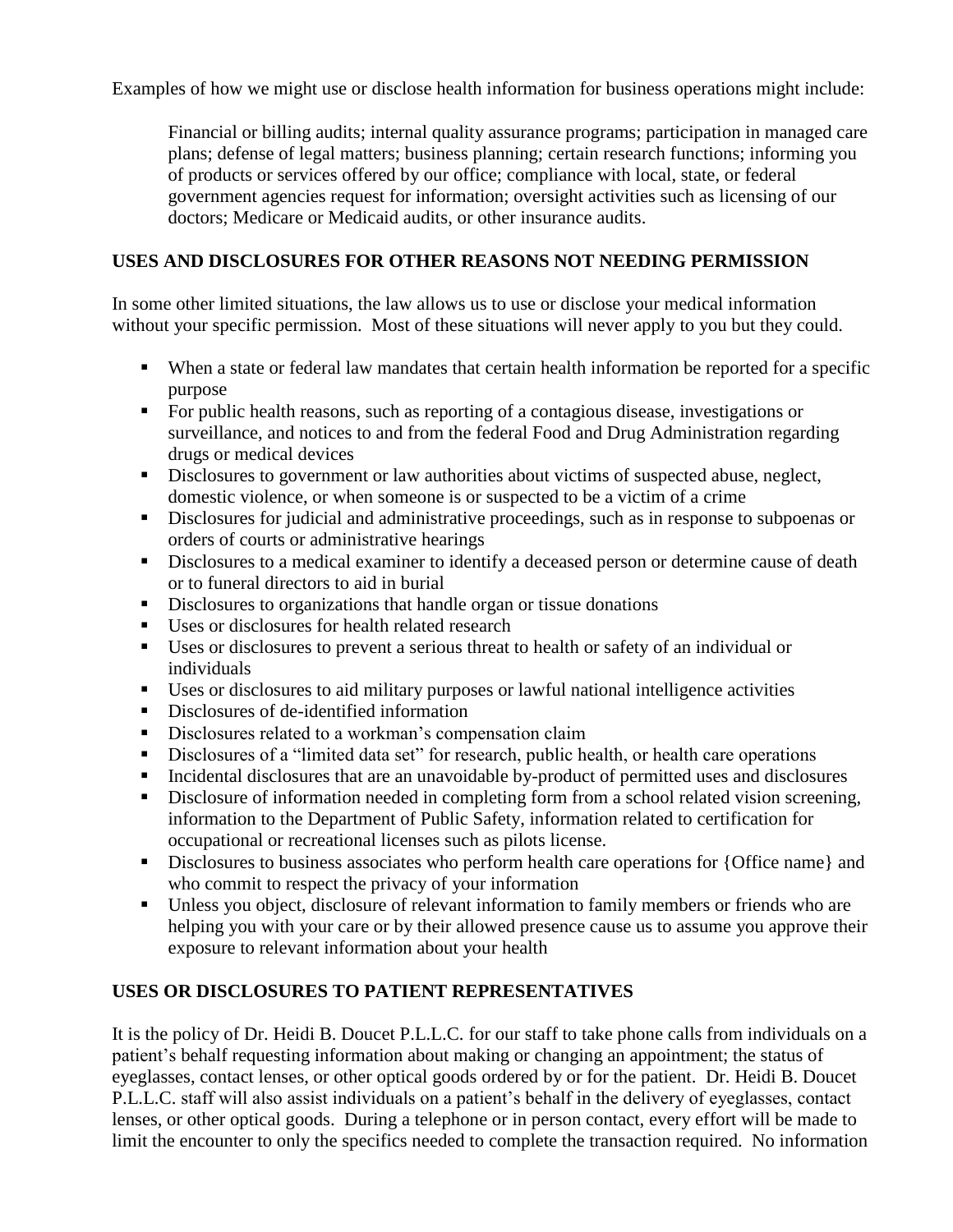Examples of how we might use or disclose health information for business operations might include:

> Financial or billing audits; internal quality assurance programs; participation in managed care plans; defense of legal matters; business planning; certain research functions; informing you of products or services offered by our office; compliance with local, state, or federal government agencies request for information; oversight activities such as licensing of our doctors; Medicare or Medicaid audits, or other insurance audits.

**USES AND DISCLOSURES FOR OTHER REASONS NOT NEEDING PERMISSION**

In some other limited situations, the law allows us to use or disclose your medical information without your specific permission. Most of these situations will never apply to you but they could.

- When a state or federal law mandates that certain health information be reported for a specific purpose
- For public health reasons, such as reporting of a contagious disease, investigations or surveillance, and notices to and from the federal Food and Drug Administration regarding drugs or medical devices
- Disclosures to government or law authorities about victims of suspected abuse, neglect, domestic violence, or when someone is or suspected to be a victim of a crime
- Disclosures for judicial and administrative proceedings, such as in response to subpoenas or orders of courts or administrative hearings
- Disclosures to a medical examiner to identify a deceased person or determine cause of death or to funeral directors to aid in burial
- Disclosures to organizations that handle organ or tissue donations
- Uses or disclosures for health related research
- Uses or disclosures to prevent a serious threat to health or safety of an individual or individuals
- Uses or disclosures to aid military purposes or lawful national intelligence activities
- Disclosures of de-identified information
- Disclosures related to a workman's compensation claim
- Disclosures of a "limited data set" for research, public health, or health care operations
- Incidental disclosures that are an unavoidable by-product of permitted uses and disclosures
- Disclosure of information needed in completing form from a school related vision screening, information to the Department of Public Safety, information related to certification for occupational or recreational licenses such as pilots license.
- Disclosures to business associates who perform health care operations for {Office name} and who commit to respect the privacy of your information
- Unless you object, disclosure of relevant information to family members or friends who are helping you with your care or by their allowed presence cause us to assume you approve their exposure to relevant information about your health

**USES OR DISCLOSURES TO PATIENT REPRESENTATIVES**

It is the policy of Dr. Heidi B. Doucet P.L.L.C. for our staff to take phone calls from individuals on a patient's behalf requesting information about making or changing an appointment; the status of eyeglasses, contact lenses, or other optical goods ordered by or for the patient. Dr. Heidi B. Doucet P.L.L.C. staff will also assist individuals on a patient's behalf in the delivery of eyeglasses, contact lenses, or other optical goods. During a telephone or in person contact, every effort will be made to limit the encounter to only the specifics needed to complete the transaction required. No information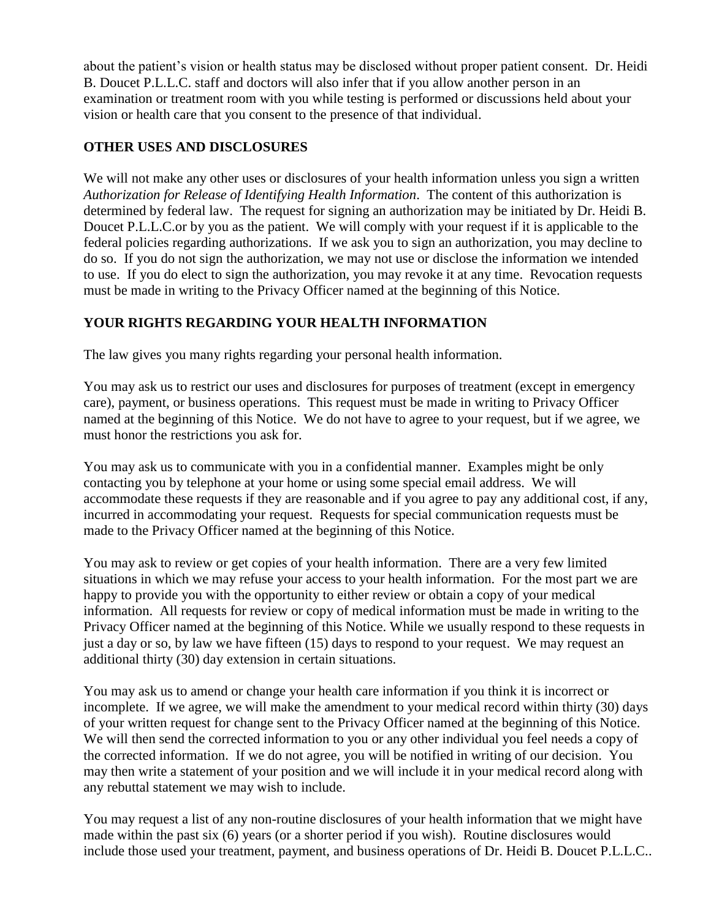about the patient's vision or health status may be disclosed without proper patient consent. Dr. Heidi B. Doucet P.L.L.C. staff and doctors will also infer that if you allow another person in an examination or treatment room with you while testing is performed or discussions held about your vision or health care that you consent to the presence of that individual.

## OTHER USES AND DISCLOSURES

We will not make any other uses or disclosures of your health information unless you sign a written *Authorization for Release of Identifying Health Information*. The content of this authorization is determined by federal law. The request for signing an authorization may be initiated by Dr. Heidi B. Doucet P.L.L.C.or by you as the patient. We will comply with your request if it is applicable to the federal policies regarding authorizations. If we ask you to sign an authorization, you may decline to do so. If you do not sign the authorization, we may not use or disclose the information we intended to use. If you do elect to sign the authorization, you may revoke it at any time. Revocation requests must be made in writing to the Privacy Officer named at the beginning of this Notice.

## YOUR RIGHTS REGARDING YOUR HEALTH INFORMATION

The law gives you many rights regarding your personal health information.

You may ask us to restrict our uses and disclosures for purposes of treatment (except in emergency care), payment, or business operations. This request must be made in writing to Privacy Officer named at the beginning of this Notice. We do not have to agree to your request, but if we agree, we must honor the restrictions you ask for.

You may ask us to communicate with you in a confidential manner. Examples might be only contacting you by telephone at your home or using some special email address. We will accommodate these requests if they are reasonable and if you agree to pay any additional cost, if any, incurred in accommodating your request. Requests for special communication requests must be made to the Privacy Officer named at the beginning of this Notice.

You may ask to review or get copies of your health information. There are a very few limited situations in which we may refuse your access to your health information. For the most part we are happy to provide you with the opportunity to either review or obtain a copy of your medical information. All requests for review or copy of medical information must be made in writing to the Privacy Officer named at the beginning of this Notice. While we usually respond to these requests in just a day or so, by law we have fifteen (15) days to respond to your request. We may request an additional thirty (30) day extension in certain situations.

You may ask us to amend or change your health care information if you think it is incorrect or incomplete. If we agree, we will make the amendment to your medical record within thirty (30) days of your written request for change sent to the Privacy Officer named at the beginning of this Notice. We will then send the corrected information to you or any other individual you feel needs a copy of the corrected information. If we do not agree, you will be notified in writing of our decision. You may then write a statement of your position and we will include it in your medical record along with any rebuttal statement we may wish to include.

You may request a list of any non-routine disclosures of your health information that we might have made within the past six (6) years (or a shorter period if you wish). Routine disclosures would include those used your treatment, payment, and business operations of Dr. Heidi B. Doucet P.L.L.C..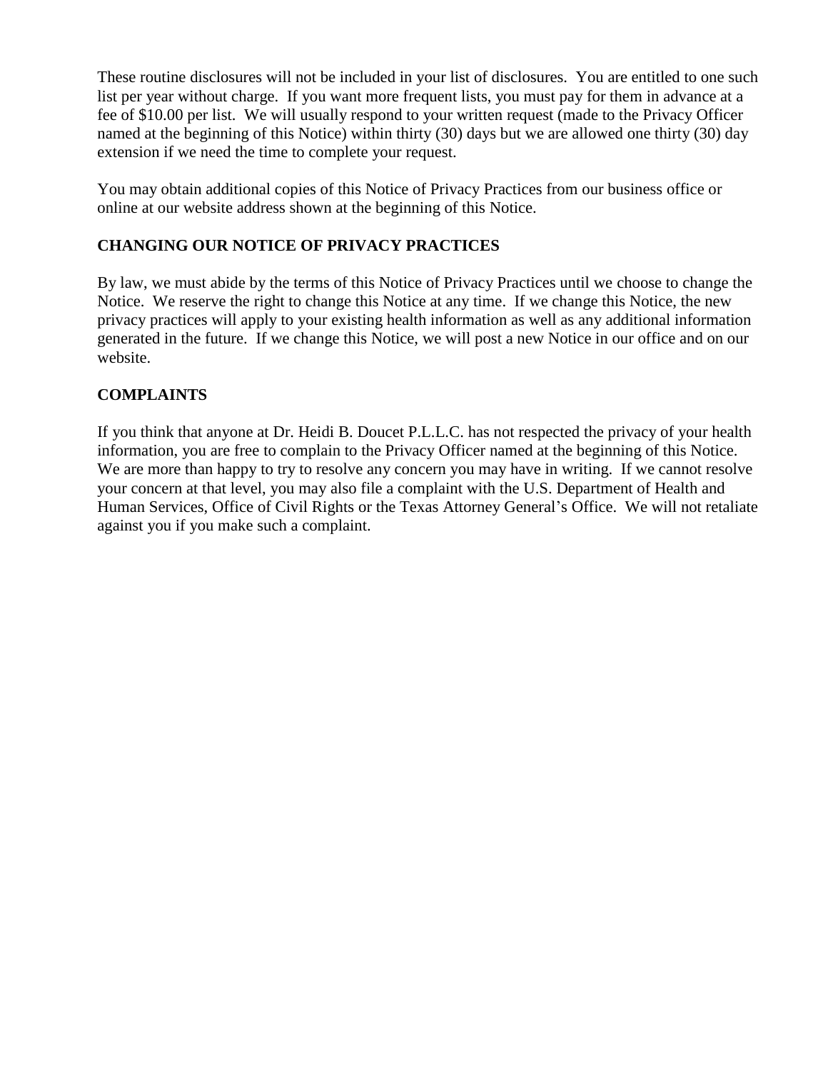These routine disclosures will not be included in your list of disclosures. You are entitled to one such list per year without charge. If you want more frequent lists, you must pay for them in advance at a fee of $10.00 per list. We will usually respond to your written request (made to the Privacy Officer named at the beginning of this Notice) within thirty (30) days but we are allowed one thirty (30) day extension if we need the time to complete your request.

You may obtain additional copies of this Notice of Privacy Practices from our business office or online at our website address shown at the beginning of this Notice.

## CHANGING OUR NOTICE OF PRIVACY PRACTICES

By law, we must abide by the terms of this Notice of Privacy Practices until we choose to change the Notice. We reserve the right to change this Notice at any time. If we change this Notice, the new privacy practices will apply to your existing health information as well as any additional information generated in the future. If we change this Notice, we will post a new Notice in our office and on our website.

## COMPLAINTS

If you think that anyone at Dr. Heidi B. Doucet P.L.L.C. has not respected the privacy of your health information, you are free to complain to the Privacy Officer named at the beginning of this Notice. We are more than happy to try to resolve any concern you may have in writing. If we cannot resolve your concern at that level, you may also file a complaint with the U.S. Department of Health and Human Services, Office of Civil Rights or the Texas Attorney General's Office. We will not retaliate against you if you make such a complaint.